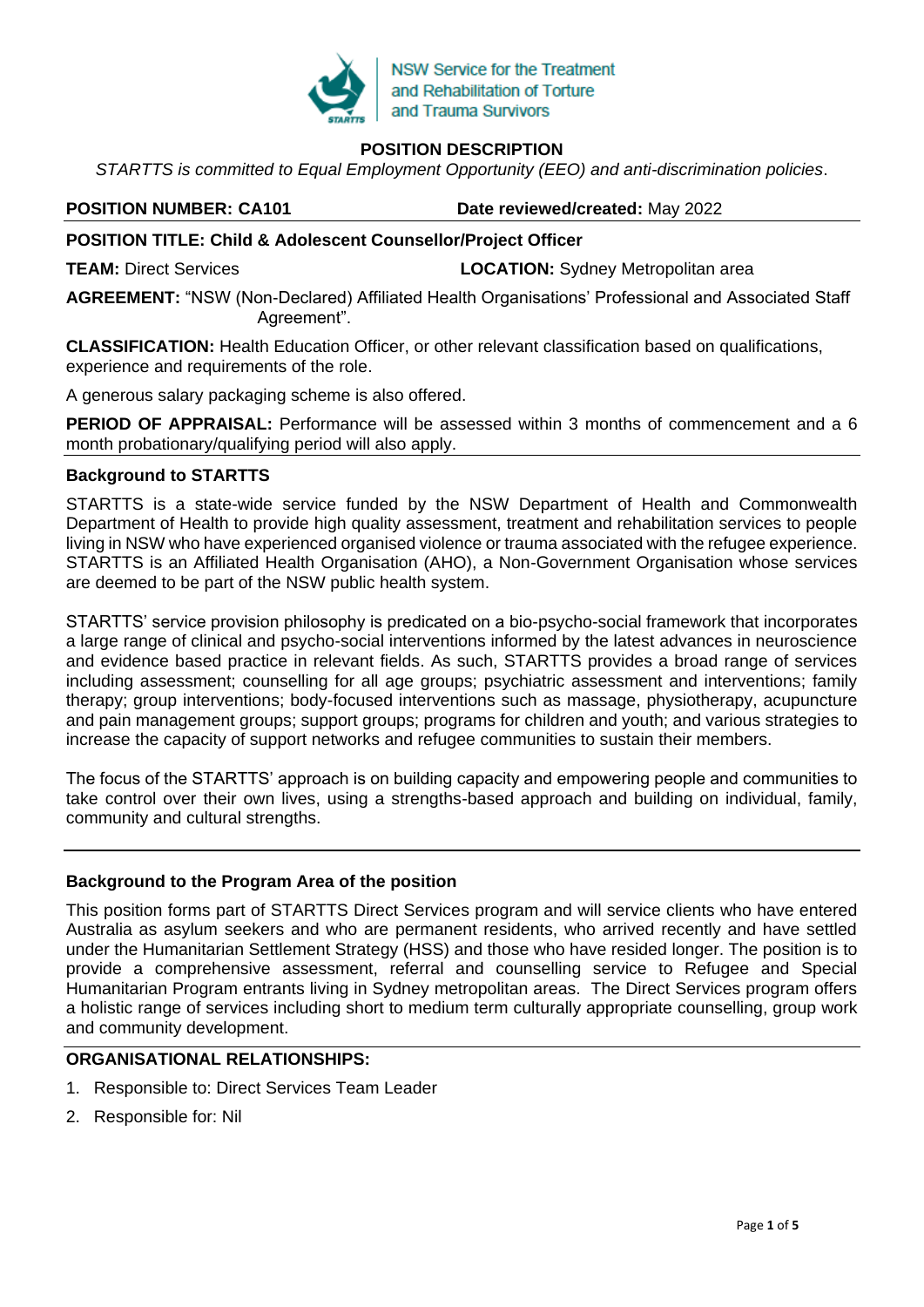NSW Service for the Treatment and Rehabilitation of Torture and Trauma Survivors

# POSITION DESCRIPTION

*STARTTS is committed to Equal Employment Opportunity (EEO) and anti-discrimination policies*.

**POSITION NUMBER: CA101** **Date reviewed/created:** May 2022

**POSITION TITLE: Child & Adolescent Counsellor/Project Officer**

**TEAM:** Direct Services **LOCATION:** Sydney Metropolitan area

**AGREEMENT:** "NSW (Non-Declared) Affiliated Health Organisations' Professional and Associated Staff Agreement".

**CLASSIFICATION:** Health Education Officer, or other relevant classification based on qualifications, experience and requirements of the role.

A generous salary packaging scheme is also offered.

**PERIOD OF APPRAISAL:** Performance will be assessed within 3 months of commencement and a 6 month probationary/qualifying period will also apply.

## Background to STARTTS

STARTTS is a state-wide service funded by the NSW Department of Health and Commonwealth Department of Health to provide high quality assessment, treatment and rehabilitation services to people living in NSW who have experienced organised violence or trauma associated with the refugee experience. STARTTS is an Affiliated Health Organisation (AHO), a Non-Government Organisation whose services are deemed to be part of the NSW public health system.

STARTTS' service provision philosophy is predicated on a bio-psycho-social framework that incorporates a large range of clinical and psycho-social interventions informed by the latest advances in neuroscience and evidence based practice in relevant fields. As such, STARTTS provides a broad range of services including assessment; counselling for all age groups; psychiatric assessment and interventions; family therapy; group interventions; body-focused interventions such as massage, physiotherapy, acupuncture and pain management groups; support groups; programs for children and youth; and various strategies to increase the capacity of support networks and refugee communities to sustain their members.

The focus of the STARTTS' approach is on building capacity and empowering people and communities to take control over their own lives, using a strengths-based approach and building on individual, family, community and cultural strengths.

## Background to the Program Area of the position

This position forms part of STARTTS Direct Services program and will service clients who have entered Australia as asylum seekers and who are permanent residents, who arrived recently and have settled under the Humanitarian Settlement Strategy (HSS) and those who have resided longer. The position is to provide a comprehensive assessment, referral and counselling service to Refugee and Special Humanitarian Program entrants living in Sydney metropolitan areas. The Direct Services program offers a holistic range of services including short to medium term culturally appropriate counselling, group work and community development.

## ORGANISATIONAL RELATIONSHIPS:

1. Responsible to: Direct Services Team Leader
2. Responsible for: Nil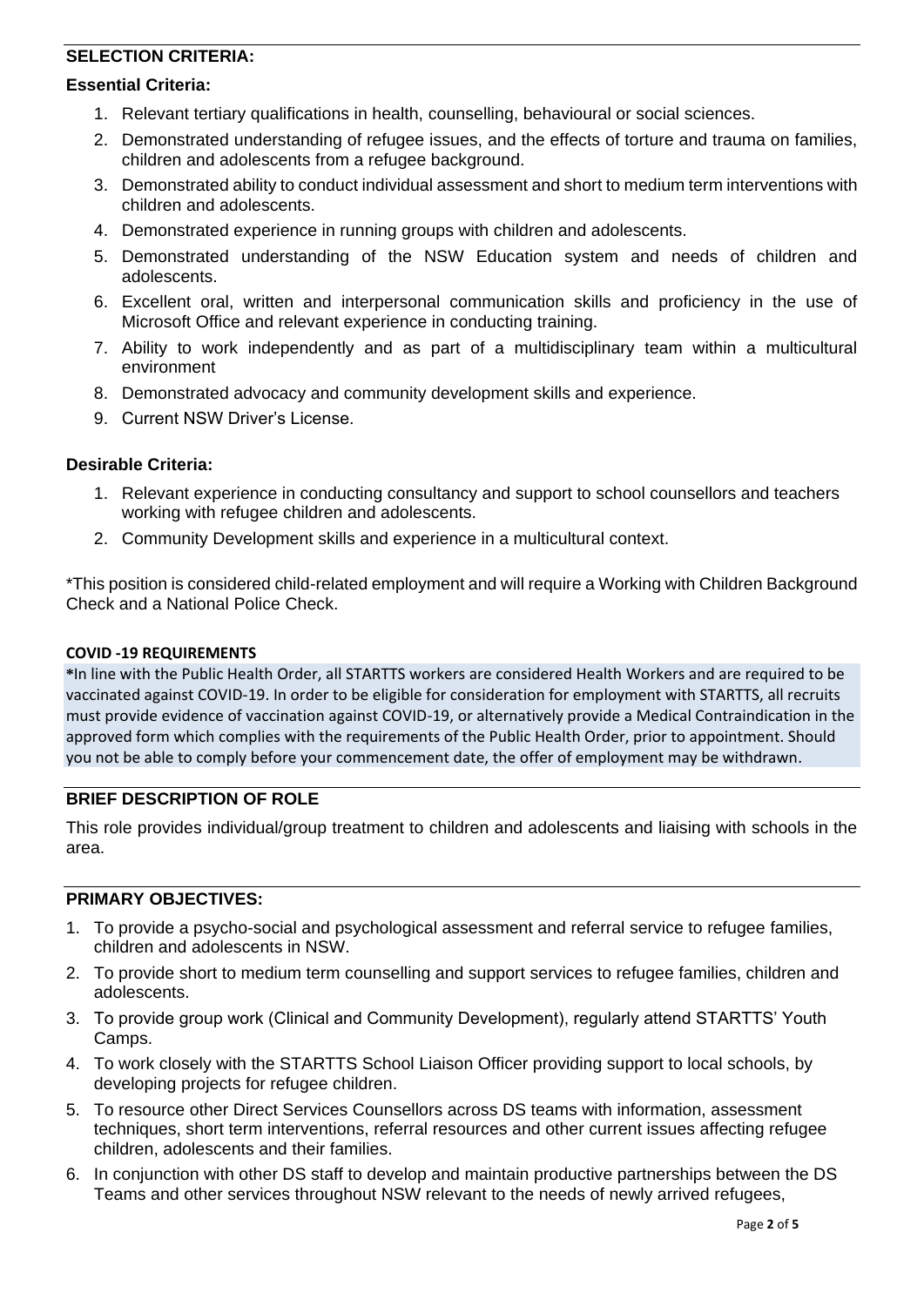## SELECTION CRITERIA:

### Essential Criteria:

1. Relevant tertiary qualifications in health, counselling, behavioural or social sciences.
2. Demonstrated understanding of refugee issues, and the effects of torture and trauma on families, children and adolescents from a refugee background.
3. Demonstrated ability to conduct individual assessment and short to medium term interventions with children and adolescents.
4. Demonstrated experience in running groups with children and adolescents.
5. Demonstrated understanding of the NSW Education system and needs of children and adolescents.
6. Excellent oral, written and interpersonal communication skills and proficiency in the use of Microsoft Office and relevant experience in conducting training.
7. Ability to work independently and as part of a multidisciplinary team within a multicultural environment
8. Demonstrated advocacy and community development skills and experience.
9. Current NSW Driver's License.

### Desirable Criteria:

1. Relevant experience in conducting consultancy and support to school counsellors and teachers working with refugee children and adolescents.
2. Community Development skills and experience in a multicultural context.

*This position is considered child-related employment and will require a Working with Children Background Check and a National Police Check.

**COVID -19 REQUIREMENTS**

***In line with the Public Health Order, all STARTTS workers are considered Health Workers and are required to be vaccinated against COVID-19. In order to be eligible for consideration for employment with STARTTS, all recruits must provide evidence of vaccination against COVID-19, or alternatively provide a Medical Contraindication in the approved form which complies with the requirements of the Public Health Order, prior to appointment. Should you not be able to comply before your commencement date, the offer of employment may be withdrawn.**

## BRIEF DESCRIPTION OF ROLE

This role provides individual/group treatment to children and adolescents and liaising with schools in the area.

## PRIMARY OBJECTIVES:

1. To provide a psycho-social and psychological assessment and referral service to refugee families, children and adolescents in NSW.
2. To provide short to medium term counselling and support services to refugee families, children and adolescents.
3. To provide group work (Clinical and Community Development), regularly attend STARTTS' Youth Camps.
4. To work closely with the STARTTS School Liaison Officer providing support to local schools, by developing projects for refugee children.
5. To resource other Direct Services Counsellors across DS teams with information, assessment techniques, short term interventions, referral resources and other current issues affecting refugee children, adolescents and their families.
6. In conjunction with other DS staff to develop and maintain productive partnerships between the DS Teams and other services throughout NSW relevant to the needs of newly arrived refugees,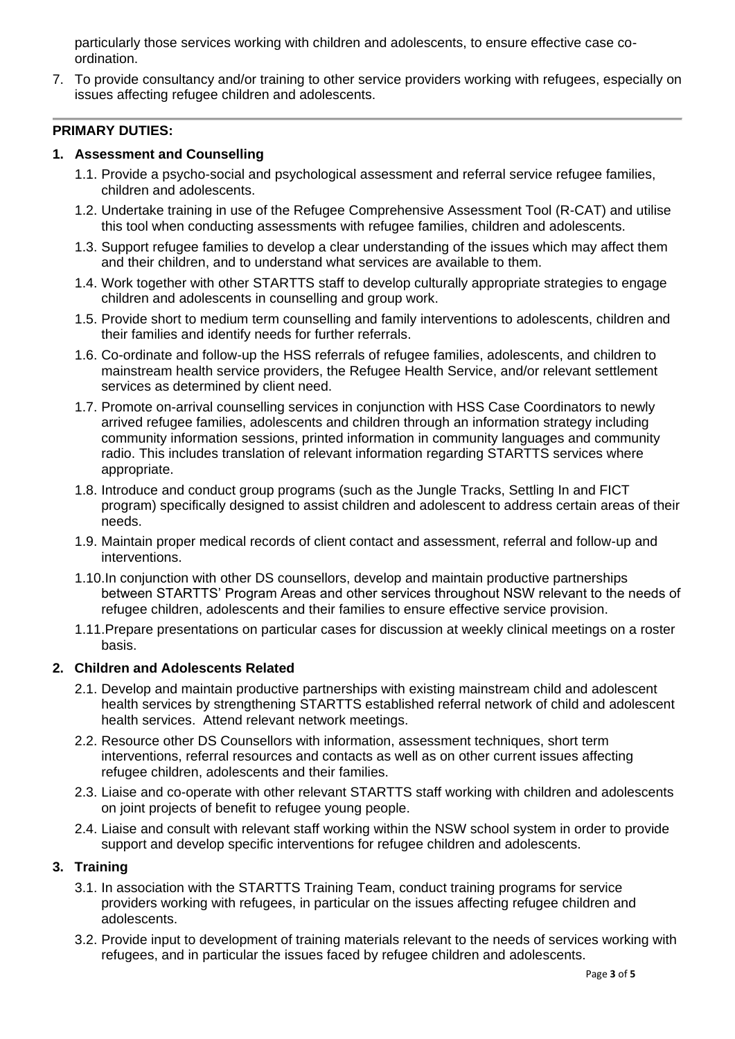particularly those services working with children and adolescents, to ensure effective case co-ordination.

7. To provide consultancy and/or training to other service providers working with refugees, especially on issues affecting refugee children and adolescents.

---

**PRIMARY DUTIES:**

**1. Assessment and Counselling**

1.1. Provide a psycho-social and psychological assessment and referral service refugee families, children and adolescents.

1.2. Undertake training in use of the Refugee Comprehensive Assessment Tool (R-CAT) and utilise this tool when conducting assessments with refugee families, children and adolescents.

1.3. Support refugee families to develop a clear understanding of the issues which may affect them and their children, and to understand what services are available to them.

1.4. Work together with other STARTTS staff to develop culturally appropriate strategies to engage children and adolescents in counselling and group work.

1.5. Provide short to medium term counselling and family interventions to adolescents, children and their families and identify needs for further referrals.

1.6. Co-ordinate and follow-up the HSS referrals of refugee families, adolescents, and children to mainstream health service providers, the Refugee Health Service, and/or relevant settlement services as determined by client need.

1.7. Promote on-arrival counselling services in conjunction with HSS Case Coordinators to newly arrived refugee families, adolescents and children through an information strategy including community information sessions, printed information in community languages and community radio. This includes translation of relevant information regarding STARTTS services where appropriate.

1.8. Introduce and conduct group programs (such as the Jungle Tracks, Settling In and FICT program) specifically designed to assist children and adolescent to address certain areas of their needs.

1.9. Maintain proper medical records of client contact and assessment, referral and follow-up and interventions.

1.10. In conjunction with other DS counsellors, develop and maintain productive partnerships between STARTTS' Program Areas and other services throughout NSW relevant to the needs of refugee children, adolescents and their families to ensure effective service provision.

1.11. Prepare presentations on particular cases for discussion at weekly clinical meetings on a roster basis.

**2. Children and Adolescents Related**

2.1. Develop and maintain productive partnerships with existing mainstream child and adolescent health services by strengthening STARTTS established referral network of child and adolescent health services. Attend relevant network meetings.

2.2. Resource other DS Counsellors with information, assessment techniques, short term interventions, referral resources and contacts as well as on other current issues affecting refugee children, adolescents and their families.

2.3. Liaise and co-operate with other relevant STARTTS staff working with children and adolescents on joint projects of benefit to refugee young people.

2.4. Liaise and consult with relevant staff working within the NSW school system in order to provide support and develop specific interventions for refugee children and adolescents.

**3. Training**

3.1. In association with the STARTTS Training Team, conduct training programs for service providers working with refugees, in particular on the issues affecting refugee children and adolescents.

3.2. Provide input to development of training materials relevant to the needs of services working with refugees, and in particular the issues faced by refugee children and adolescents.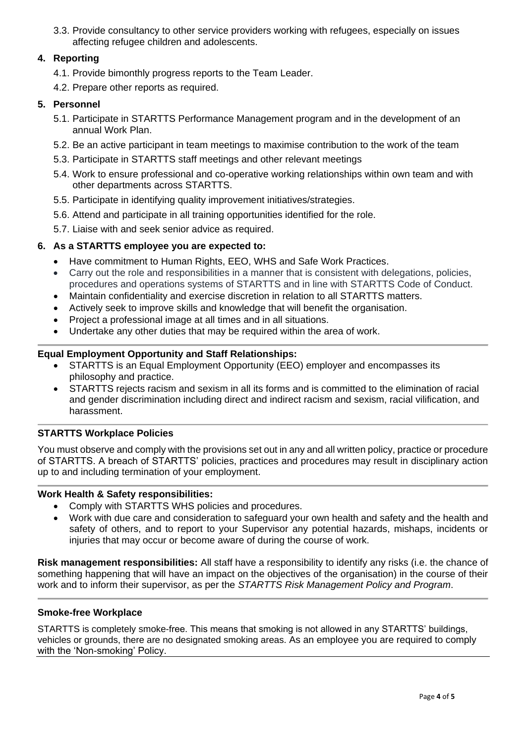3.3. Provide consultancy to other service providers working with refugees, especially on issues affecting refugee children and adolescents.

**4. Reporting**

4.1. Provide bimonthly progress reports to the Team Leader.

4.2. Prepare other reports as required.

**5. Personnel**

5.1. Participate in STARTTS Performance Management program and in the development of an annual Work Plan.

5.2. Be an active participant in team meetings to maximise contribution to the work of the team

5.3. Participate in STARTTS staff meetings and other relevant meetings

5.4. Work to ensure professional and co-operative working relationships within own team and with other departments across STARTTS.

5.5. Participate in identifying quality improvement initiatives/strategies.

5.6. Attend and participate in all training opportunities identified for the role.

5.7. Liaise with and seek senior advice as required.

**6. As a STARTTS employee you are expected to:**

- Have commitment to Human Rights, EEO, WHS and Safe Work Practices.
- Carry out the role and responsibilities in a manner that is consistent with delegations, policies, procedures and operations systems of STARTTS and in line with STARTTS Code of Conduct.
- Maintain confidentiality and exercise discretion in relation to all STARTTS matters.
- Actively seek to improve skills and knowledge that will benefit the organisation.
- Project a professional image at all times and in all situations.
- Undertake any other duties that may be required within the area of work.

**Equal Employment Opportunity and Staff Relationships:**

- STARTTS is an Equal Employment Opportunity (EEO) employer and encompasses its philosophy and practice.
- STARTTS rejects racism and sexism in all its forms and is committed to the elimination of racial and gender discrimination including direct and indirect racism and sexism, racial vilification, and harassment.

**STARTTS Workplace Policies**

You must observe and comply with the provisions set out in any and all written policy, practice or procedure of STARTTS. A breach of STARTTS' policies, practices and procedures may result in disciplinary action up to and including termination of your employment.

**Work Health & Safety responsibilities:**

- Comply with STARTTS WHS policies and procedures.
- Work with due care and consideration to safeguard your own health and safety and the health and safety of others, and to report to your Supervisor any potential hazards, mishaps, incidents or injuries that may occur or become aware of during the course of work.

**Risk management responsibilities:** All staff have a responsibility to identify any risks (i.e. the chance of something happening that will have an impact on the objectives of the organisation) in the course of their work and to inform their supervisor, as per the *STARTTS Risk Management Policy and Program*.

**Smoke-free Workplace**

STARTTS is completely smoke-free. This means that smoking is not allowed in any STARTTS' buildings, vehicles or grounds, there are no designated smoking areas. As an employee you are required to comply with the 'Non-smoking' Policy.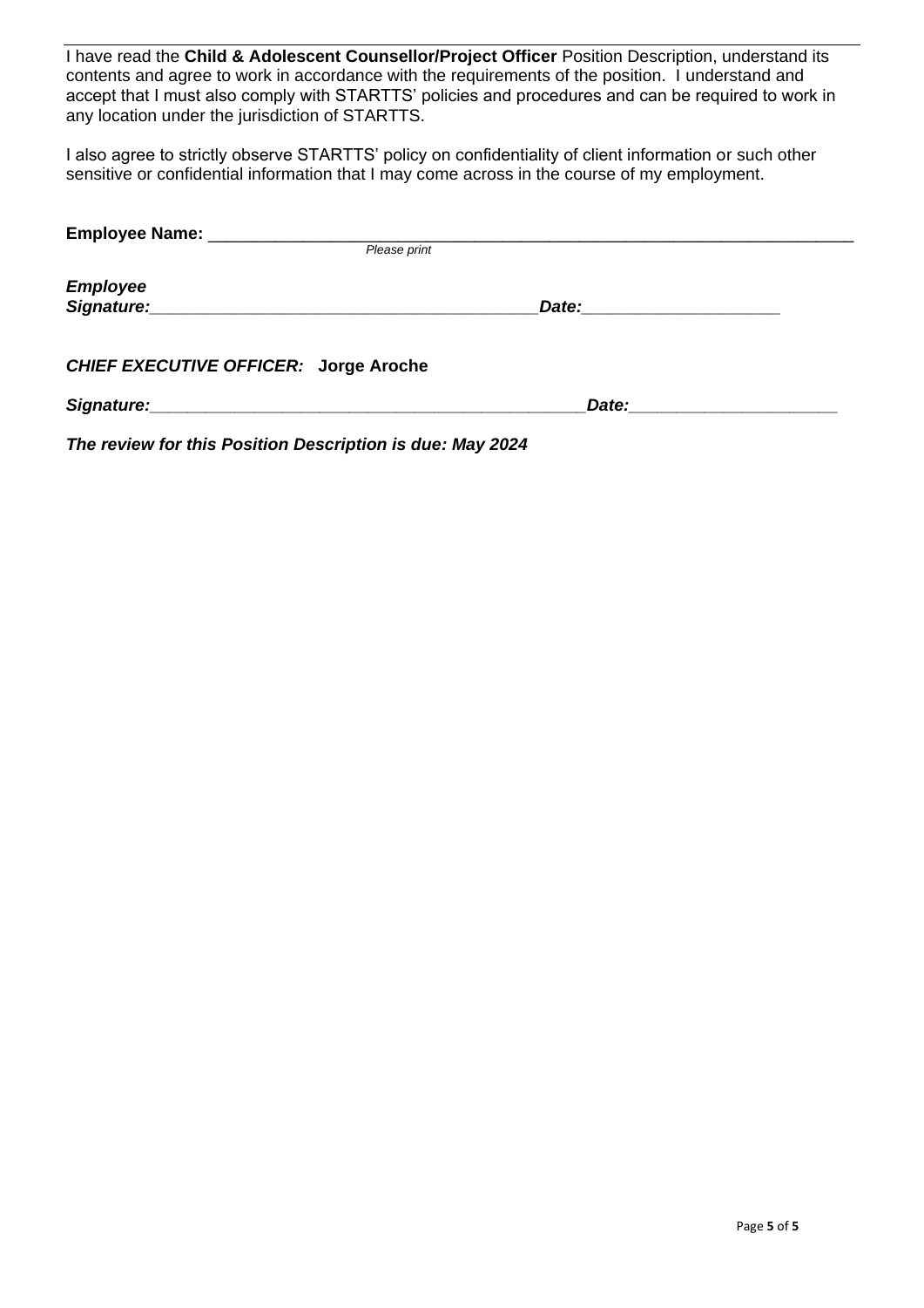I have read the **Child & Adolescent Counsellor/Project Officer** Position Description, understand its contents and agree to work in accordance with the requirements of the position. I understand and accept that I must also comply with STARTTS' policies and procedures and can be required to work in any location under the jurisdiction of STARTTS.

I also agree to strictly observe STARTTS' policy on confidentiality of client information or such other sensitive or confidential information that I may come across in the course of my employment.

**Employee Name:** ______________________________________________________________________
*Please print*

***Employee Signature:***_________________________________________***Date:***_____________________

***CHIEF EXECUTIVE OFFICER:*** **Jorge Aroche**

***Signature:***_______________________________________________***Date:***______________________

***The review for this Position Description is due: May 2024***